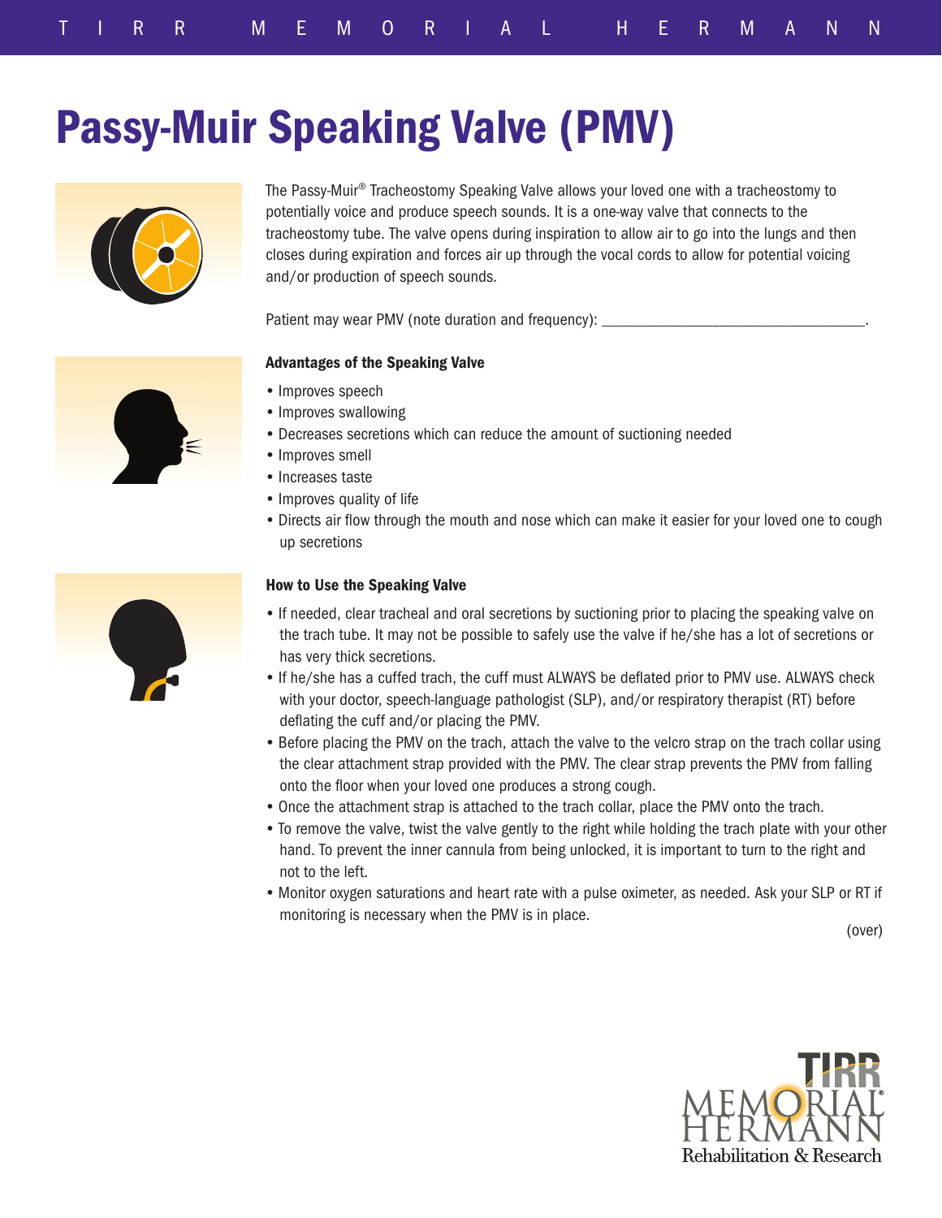# Passy-Muir Speaking Valve (PMV)

The Passy-Muir® Tracheostomy Speaking Valve allows your loved one with a tracheostomy to potentially voice and produce speech sounds. It is a one-way valve that connects to the tracheostomy tube. The valve opens during inspiration to allow air to go into the lungs and then closes during expiration and forces air up through the vocal cords to allow for potential voicing and/or production of speech sounds.

Patient may wear PMV (note duration and frequency): ___________________________________.

**Advantages of the Speaking Valve**

- Improves speech
- Improves swallowing
- Decreases secretions which can reduce the amount of suctioning needed
- Improves smell
- Increases taste
- Improves quality of life
- Directs air flow through the mouth and nose which can make it easier for your loved one to cough up secretions

**How to Use the Speaking Valve**

- If needed, clear tracheal and oral secretions by suctioning prior to placing the speaking valve on the trach tube. It may not be possible to safely use the valve if he/she has a lot of secretions or has very thick secretions.
- If he/she has a cuffed trach, the cuff must ALWAYS be deflated prior to PMV use. ALWAYS check with your doctor, speech-language pathologist (SLP), and/or respiratory therapist (RT) before deflating the cuff and/or placing the PMV.
- Before placing the PMV on the trach, attach the valve to the velcro strap on the trach collar using the clear attachment strap provided with the PMV. The clear strap prevents the PMV from falling onto the floor when your loved one produces a strong cough.
- Once the attachment strap is attached to the trach collar, place the PMV onto the trach.
- To remove the valve, twist the valve gently to the right while holding the trach plate with your other hand. To prevent the inner cannula from being unlocked, it is important to turn to the right and not to the left.
- Monitor oxygen saturations and heart rate with a pulse oximeter, as needed. Ask your SLP or RT if monitoring is necessary when the PMV is in place.

(over)

TIRR Memorial Hermann Rehabilitation & Research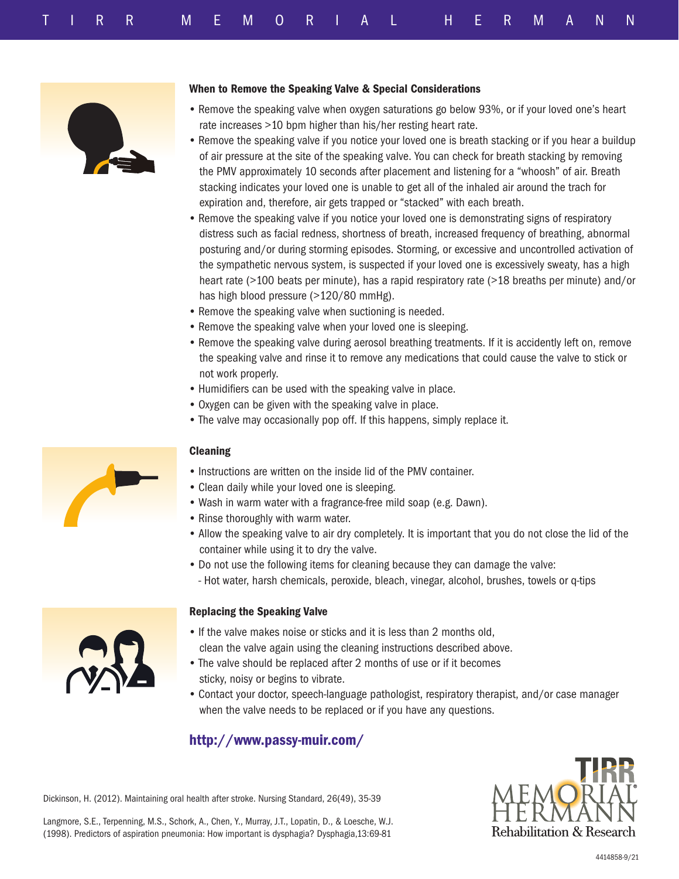## When to Remove the Speaking Valve & Special Considerations

- Remove the speaking valve when oxygen saturations go below 93%, or if your loved one's heart rate increases >10 bpm higher than his/her resting heart rate.
- Remove the speaking valve if you notice your loved one is breath stacking or if you hear a buildup of air pressure at the site of the speaking valve. You can check for breath stacking by removing the PMV approximately 10 seconds after placement and listening for a "whoosh" of air. Breath stacking indicates your loved one is unable to get all of the inhaled air around the trach for expiration and, therefore, air gets trapped or "stacked" with each breath.
- Remove the speaking valve if you notice your loved one is demonstrating signs of respiratory distress such as facial redness, shortness of breath, increased frequency of breathing, abnormal posturing and/or during storming episodes. Storming, or excessive and uncontrolled activation of the sympathetic nervous system, is suspected if your loved one is excessively sweaty, has a high heart rate (>100 beats per minute), has a rapid respiratory rate (>18 breaths per minute) and/or has high blood pressure (>120/80 mmHg).
- Remove the speaking valve when suctioning is needed.
- Remove the speaking valve when your loved one is sleeping.
- Remove the speaking valve during aerosol breathing treatments. If it is accidently left on, remove the speaking valve and rinse it to remove any medications that could cause the valve to stick or not work properly.
- Humidifiers can be used with the speaking valve in place.
- Oxygen can be given with the speaking valve in place.
- The valve may occasionally pop off. If this happens, simply replace it.

## Cleaning

- Instructions are written on the inside lid of the PMV container.
- Clean daily while your loved one is sleeping.
- Wash in warm water with a fragrance-free mild soap (e.g. Dawn).
- Rinse thoroughly with warm water.
- Allow the speaking valve to air dry completely. It is important that you do not close the lid of the container while using it to dry the valve.
- Do not use the following items for cleaning because they can damage the valve:
  - Hot water, harsh chemicals, peroxide, bleach, vinegar, alcohol, brushes, towels or q-tips

## Replacing the Speaking Valve

- If the valve makes noise or sticks and it is less than 2 months old, clean the valve again using the cleaning instructions described above.
- The valve should be replaced after 2 months of use or if it becomes sticky, noisy or begins to vibrate.
- Contact your doctor, speech-language pathologist, respiratory therapist, and/or case manager when the valve needs to be replaced or if you have any questions.

**http://www.passy-muir.com/**

Dickinson, H. (2012). Maintaining oral health after stroke. Nursing Standard, 26(49), 35-39

Langmore, S.E., Terpenning, M.S., Schork, A., Chen, Y., Murray, J.T., Lopatin, D., & Loesche, W.J. (1998). Predictors of aspiration pneumonia: How important is dysphagia? Dysphagia,13:69-81

TIRR Memorial Hermann Rehabilitation & Research

4414858-9/21